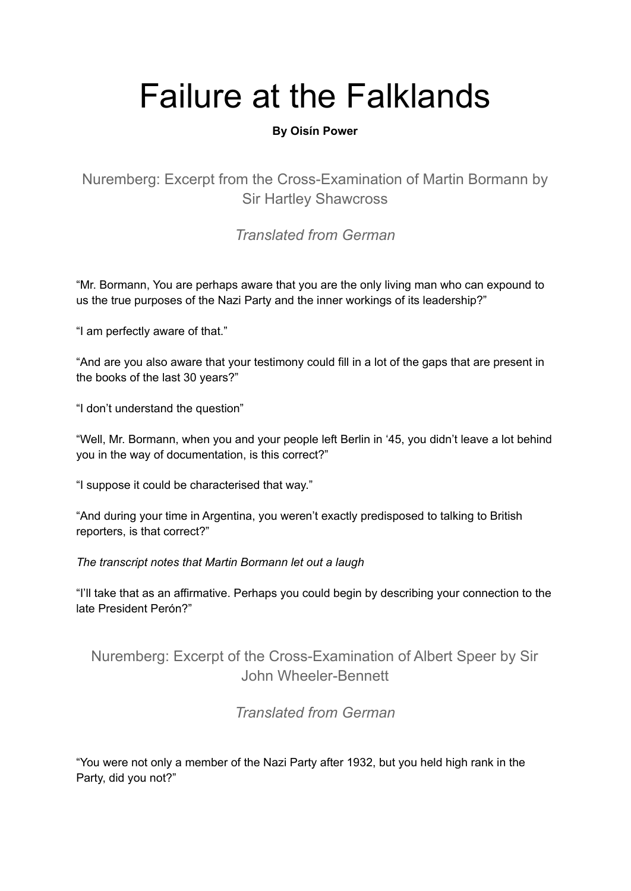# Failure at the Falklands

**By Oisín Power**

## Nuremberg: Excerpt from the Cross-Examination of Martin Bormann by Sir Hartley Shawcross

### *Translated from German*

“Mr. Bormann, You are perhaps aware that you are the only living man who can expound to us the true purposes of the Nazi Party and the inner workings of its leadership?”

“I am perfectly aware of that.”

“And are you also aware that your testimony could fill in a lot of the gaps that are present in the books of the last 30 years?”

“I don’t understand the question”

“Well, Mr. Bormann, when you and your people left Berlin in ‘45, you didn’t leave a lot behind you in the way of documentation, is this correct?”

“I suppose it could be characterised that way.”

“And during your time in Argentina, you weren’t exactly predisposed to talking to British reporters, is that correct?”

*The transcript notes that Martin Bormann let out a laugh*

“I’ll take that as an affirmative. Perhaps you could begin by describing your connection to the late President Perón?”

## Nuremberg: Excerpt of the Cross-Examination of Albert Speer by Sir John Wheeler-Bennett

### *Translated from German*

“You were not only a member of the Nazi Party after 1932, but you held high rank in the Party, did you not?”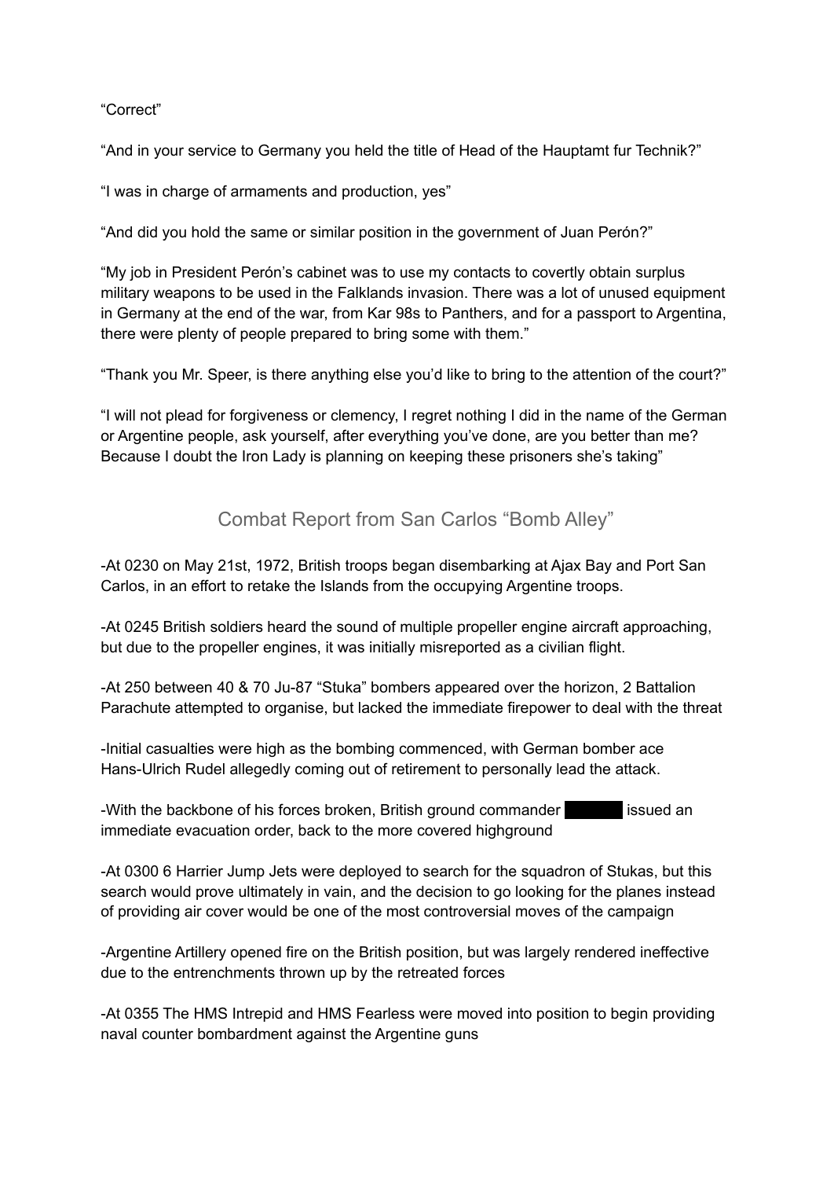"Correct"

"And in your service to Germany you held the title of Head of the Hauptamt fur Technik?"

"I was in charge of armaments and production, yes"

"And did you hold the same or similar position in the government of Juan Perón?"

"My job in President Perón's cabinet was to use my contacts to covertly obtain surplus military weapons to be used in the Falklands invasion. There was a lot of unused equipment in Germany at the end of the war, from Kar 98s to Panthers, and for a passport to Argentina, there were plenty of people prepared to bring some with them."

"Thank you Mr. Speer, is there anything else you'd like to bring to the attention of the court?"

"I will not plead for forgiveness or clemency, I regret nothing I did in the name of the German or Argentine people, ask yourself, after everything you've done, are you better than me? Because I doubt the Iron Lady is planning on keeping these prisoners she's taking"

## Combat Report from San Carlos "Bomb Alley"

-At 0230 on May 21st, 1972, British troops began disembarking at Ajax Bay and Port San Carlos, in an effort to retake the Islands from the occupying Argentine troops.

-At 0245 British soldiers heard the sound of multiple propeller engine aircraft approaching, but due to the propeller engines, it was initially misreported as a civilian flight.

-At 250 between 40 & 70 Ju-87 "Stuka" bombers appeared over the horizon, 2 Battalion Parachute attempted to organise, but lacked the immediate firepower to deal with the threat

-Initial casualties were high as the bombing commenced, with German bomber ace Hans-Ulrich Rudel allegedly coming out of retirement to personally lead the attack.

-With the backbone of his forces broken, British ground commander ██████ issued an immediate evacuation order, back to the more covered highground

-At 0300 6 Harrier Jump Jets were deployed to search for the squadron of Stukas, but this search would prove ultimately in vain, and the decision to go looking for the planes instead of providing air cover would be one of the most controversial moves of the campaign

-Argentine Artillery opened fire on the British position, but was largely rendered ineffective due to the entrenchments thrown up by the retreated forces

-At 0355 The HMS Intrepid and HMS Fearless were moved into position to begin providing naval counter bombardment against the Argentine guns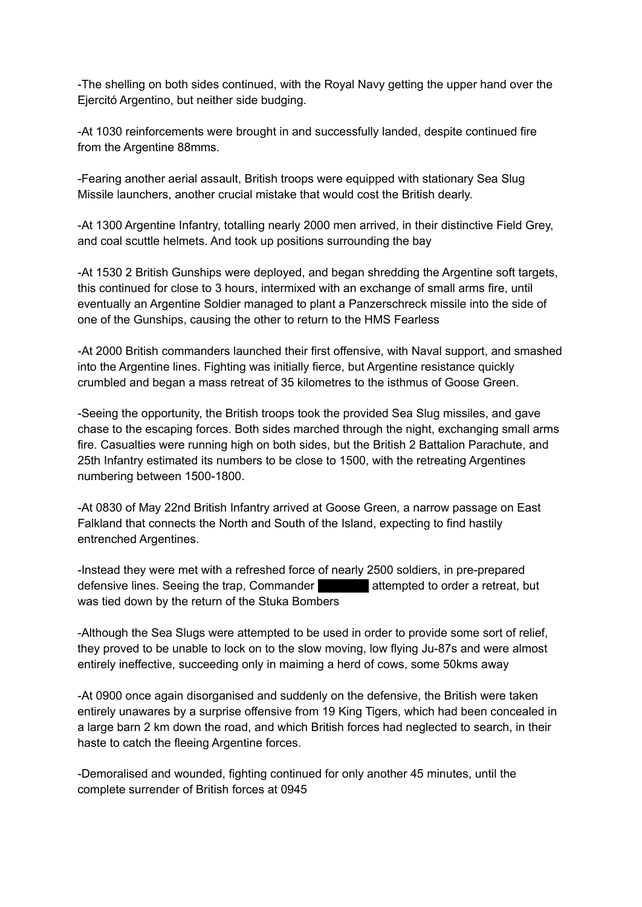-The shelling on both sides continued, with the Royal Navy getting the upper hand over the Ejercitó Argentino, but neither side budging.

-At 1030 reinforcements were brought in and successfully landed, despite continued fire from the Argentine 88mms.

-Fearing another aerial assault, British troops were equipped with stationary Sea Slug Missile launchers, another crucial mistake that would cost the British dearly.

-At 1300 Argentine Infantry, totalling nearly 2000 men arrived, in their distinctive Field Grey, and coal scuttle helmets. And took up positions surrounding the bay

-At 1530 2 British Gunships were deployed, and began shredding the Argentine soft targets, this continued for close to 3 hours, intermixed with an exchange of small arms fire, until eventually an Argentine Soldier managed to plant a Panzerschreck missile into the side of one of the Gunships, causing the other to return to the HMS Fearless

-At 2000 British commanders launched their first offensive, with Naval support, and smashed into the Argentine lines. Fighting was initially fierce, but Argentine resistance quickly crumbled and began a mass retreat of 35 kilometres to the isthmus of Goose Green.

-Seeing the opportunity, the British troops took the provided Sea Slug missiles, and gave chase to the escaping forces. Both sides marched through the night, exchanging small arms fire. Casualties were running high on both sides, but the British 2 Battalion Parachute, and 25th Infantry estimated its numbers to be close to 1500, with the retreating Argentines numbering between 1500-1800.

-At 0830 of May 22nd British Infantry arrived at Goose Green, a narrow passage on East Falkland that connects the North and South of the Island, expecting to find hastily entrenched Argentines.

-Instead they were met with a refreshed force of nearly 2500 soldiers, in pre-prepared defensive lines. Seeing the trap, Commander ████████ attempted to order a retreat, but was tied down by the return of the Stuka Bombers

-Although the Sea Slugs were attempted to be used in order to provide some sort of relief, they proved to be unable to lock on to the slow moving, low flying Ju-87s and were almost entirely ineffective, succeeding only in maiming a herd of cows, some 50kms away

-At 0900 once again disorganised and suddenly on the defensive, the British were taken entirely unawares by a surprise offensive from 19 King Tigers, which had been concealed in a large barn 2 km down the road, and which British forces had neglected to search, in their haste to catch the fleeing Argentine forces.

-Demoralised and wounded, fighting continued for only another 45 minutes, until the complete surrender of British forces at 0945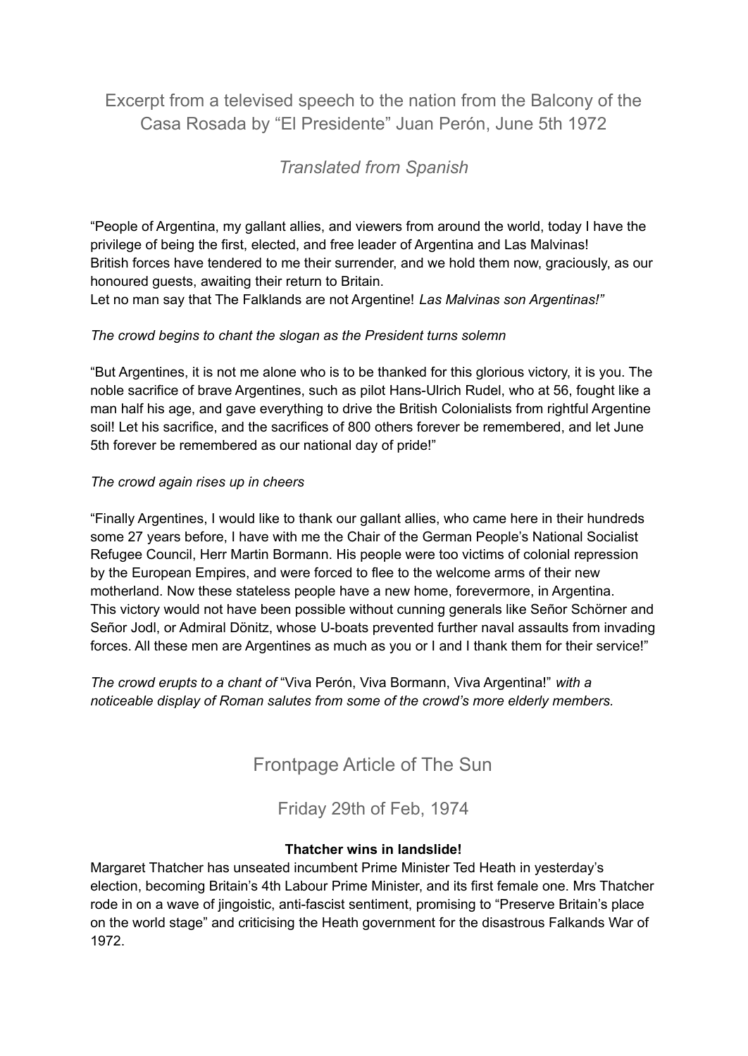## Excerpt from a televised speech to the nation from the Balcony of the Casa Rosada by "El Presidente" Juan Perón, June 5th 1972

### *Translated from Spanish*

"People of Argentina, my gallant allies, and viewers from around the world, today I have the privilege of being the first, elected, and free leader of Argentina and Las Malvinas!
British forces have tendered to me their surrender, and we hold them now, graciously, as our honoured guests, awaiting their return to Britain.
Let no man say that The Falklands are not Argentine! *Las Malvinas son Argentinas!"*

*The crowd begins to chant the slogan as the President turns solemn*

"But Argentines, it is not me alone who is to be thanked for this glorious victory, it is you. The noble sacrifice of brave Argentines, such as pilot Hans-Ulrich Rudel, who at 56, fought like a man half his age, and gave everything to drive the British Colonialists from rightful Argentine soil! Let his sacrifice, and the sacrifices of 800 others forever be remembered, and let June 5th forever be remembered as our national day of pride!"

*The crowd again rises up in cheers*

"Finally Argentines, I would like to thank our gallant allies, who came here in their hundreds some 27 years before, I have with me the Chair of the German People's National Socialist Refugee Council, Herr Martin Bormann. His people were too victims of colonial repression by the European Empires, and were forced to flee to the welcome arms of their new motherland. Now these stateless people have a new home, forevermore, in Argentina.
This victory would not have been possible without cunning generals like Señor Schörner and Señor Jodl, or Admiral Dönitz, whose U-boats prevented further naval assaults from invading forces. All these men are Argentines as much as you or I and I thank them for their service!"

*The crowd erupts to a chant of* "Viva Perón, Viva Bormann, Viva Argentina!" *with a noticeable display of Roman salutes from some of the crowd's more elderly members.*

## Frontpage Article of The Sun

### Friday 29th of Feb, 1974

**Thatcher wins in landslide!**

Margaret Thatcher has unseated incumbent Prime Minister Ted Heath in yesterday's election, becoming Britain's 4th Labour Prime Minister, and its first female one. Mrs Thatcher rode in on a wave of jingoistic, anti-fascist sentiment, promising to "Preserve Britain's place on the world stage" and criticising the Heath government for the disastrous Falkands War of 1972.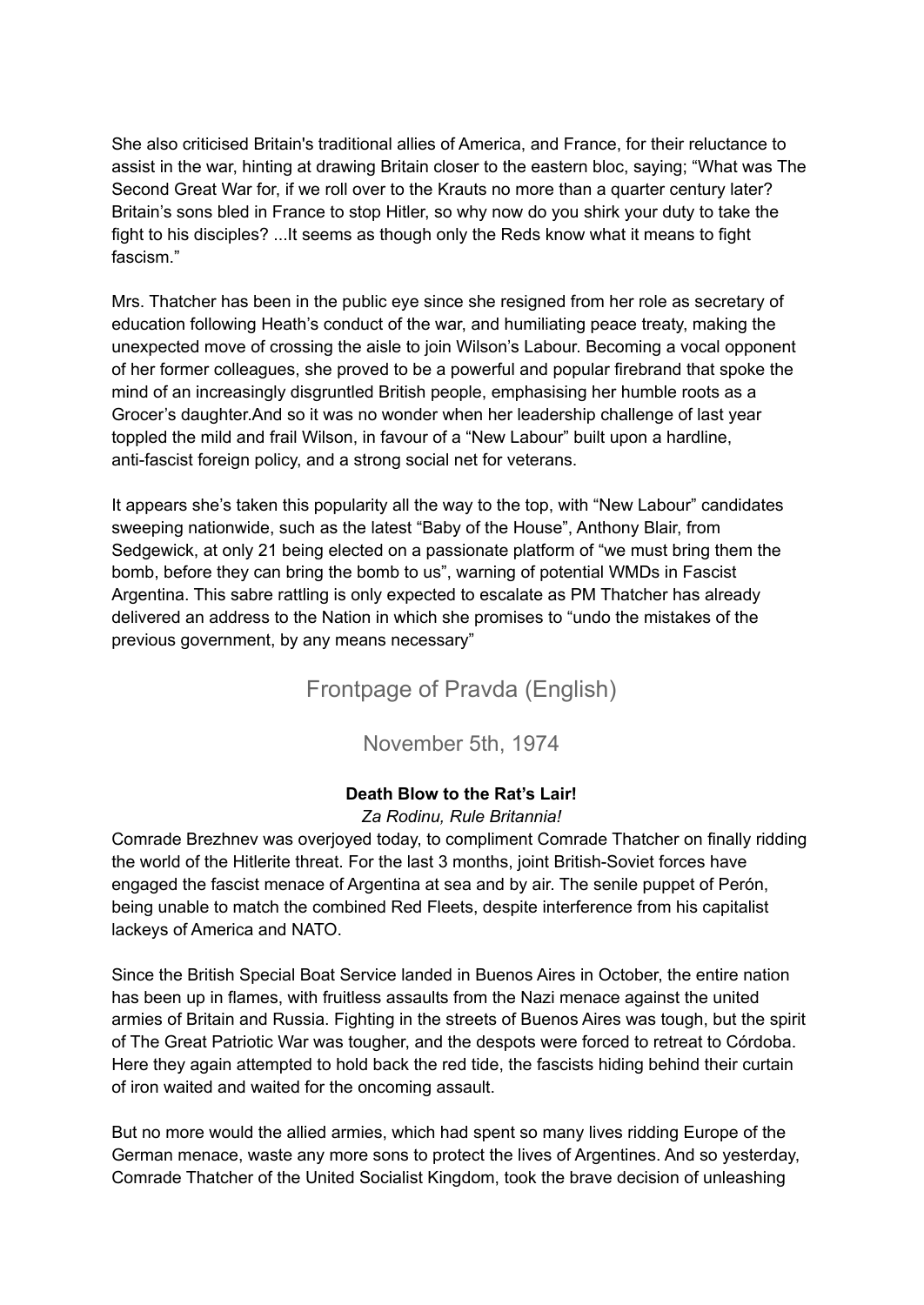She also criticised Britain's traditional allies of America, and France, for their reluctance to assist in the war, hinting at drawing Britain closer to the eastern bloc, saying; "What was The Second Great War for, if we roll over to the Krauts no more than a quarter century later? Britain's sons bled in France to stop Hitler, so why now do you shirk your duty to take the fight to his disciples? ...It seems as though only the Reds know what it means to fight fascism."

Mrs. Thatcher has been in the public eye since she resigned from her role as secretary of education following Heath's conduct of the war, and humiliating peace treaty, making the unexpected move of crossing the aisle to join Wilson's Labour. Becoming a vocal opponent of her former colleagues, she proved to be a powerful and popular firebrand that spoke the mind of an increasingly disgruntled British people, emphasising her humble roots as a Grocer's daughter.And so it was no wonder when her leadership challenge of last year toppled the mild and frail Wilson, in favour of a "New Labour" built upon a hardline, anti-fascist foreign policy, and a strong social net for veterans.

It appears she's taken this popularity all the way to the top, with "New Labour" candidates sweeping nationwide, such as the latest "Baby of the House", Anthony Blair, from Sedgewick, at only 21 being elected on a passionate platform of "we must bring them the bomb, before they can bring the bomb to us", warning of potential WMDs in Fascist Argentina. This sabre rattling is only expected to escalate as PM Thatcher has already delivered an address to the Nation in which she promises to "undo the mistakes of the previous government, by any means necessary"

## Frontpage of Pravda (English)

### November 5th, 1974

**Death Blow to the Rat's Lair!**

*Za Rodinu, Rule Britannia!*

Comrade Brezhnev was overjoyed today, to compliment Comrade Thatcher on finally ridding the world of the Hitlerite threat. For the last 3 months, joint British-Soviet forces have engaged the fascist menace of Argentina at sea and by air. The senile puppet of Perón, being unable to match the combined Red Fleets, despite interference from his capitalist lackeys of America and NATO.

Since the British Special Boat Service landed in Buenos Aires in October, the entire nation has been up in flames, with fruitless assaults from the Nazi menace against the united armies of Britain and Russia. Fighting in the streets of Buenos Aires was tough, but the spirit of The Great Patriotic War was tougher, and the despots were forced to retreat to Córdoba. Here they again attempted to hold back the red tide, the fascists hiding behind their curtain of iron waited and waited for the oncoming assault.

But no more would the allied armies, which had spent so many lives ridding Europe of the German menace, waste any more sons to protect the lives of Argentines. And so yesterday, Comrade Thatcher of the United Socialist Kingdom, took the brave decision of unleashing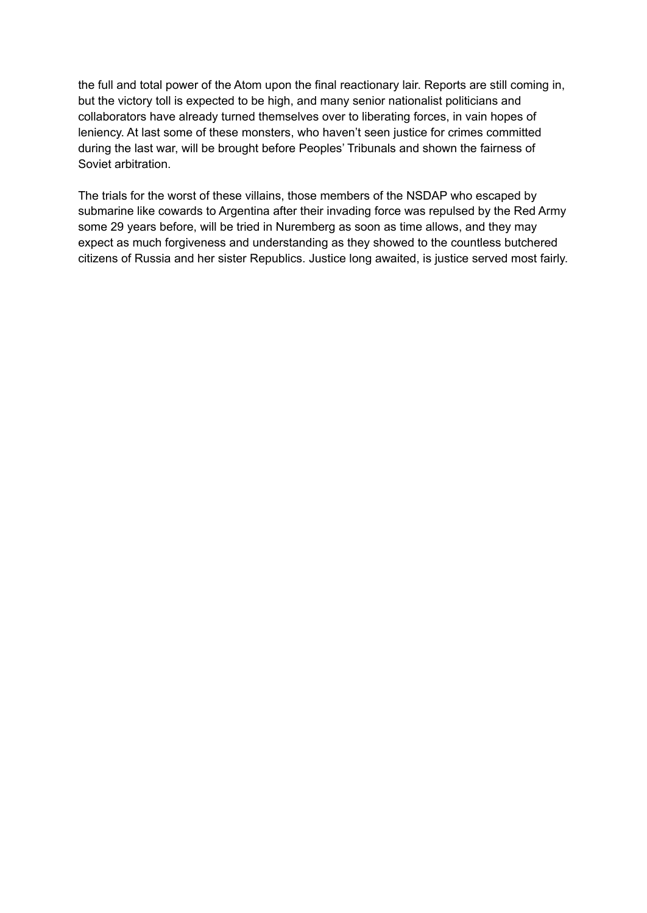the full and total power of the Atom upon the final reactionary lair. Reports are still coming in, but the victory toll is expected to be high, and many senior nationalist politicians and collaborators have already turned themselves over to liberating forces, in vain hopes of leniency. At last some of these monsters, who haven't seen justice for crimes committed during the last war, will be brought before Peoples' Tribunals and shown the fairness of Soviet arbitration.

The trials for the worst of these villains, those members of the NSDAP who escaped by submarine like cowards to Argentina after their invading force was repulsed by the Red Army some 29 years before, will be tried in Nuremberg as soon as time allows, and they may expect as much forgiveness and understanding as they showed to the countless butchered citizens of Russia and her sister Republics. Justice long awaited, is justice served most fairly.